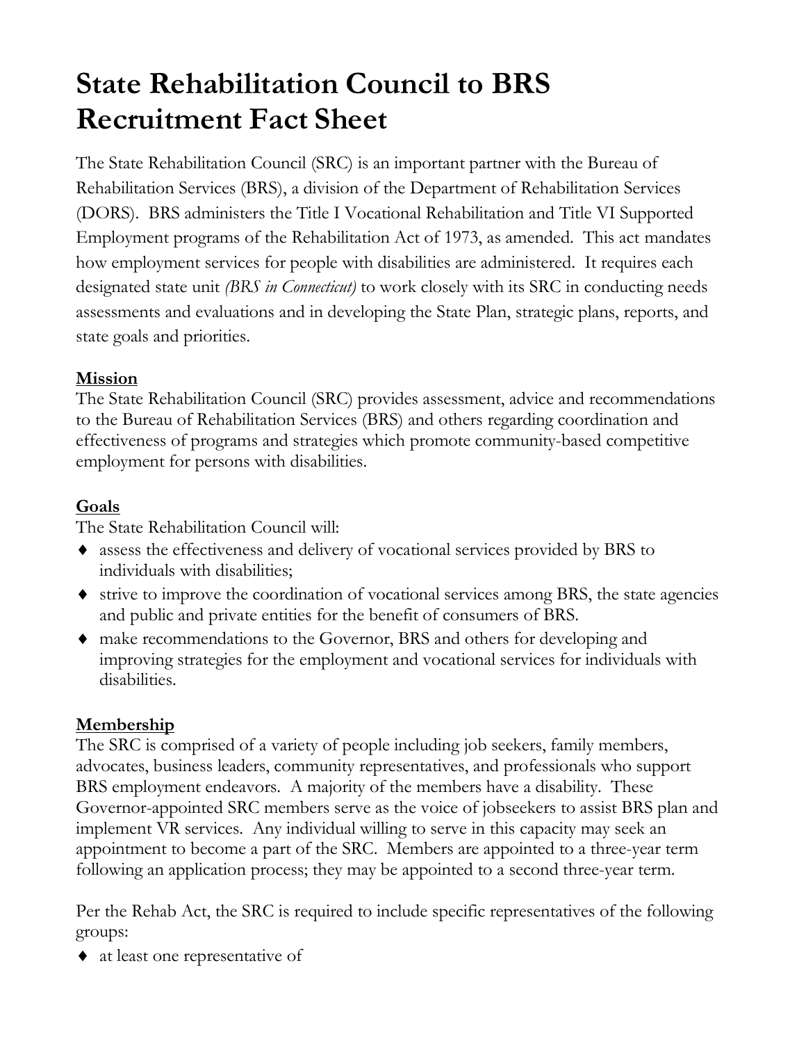# State Rehabilitation Council to BRS Recruitment Fact Sheet

The State Rehabilitation Council (SRC) is an important partner with the Bureau of Rehabilitation Services (BRS), a division of the Department of Rehabilitation Services (DORS). BRS administers the Title I Vocational Rehabilitation and Title VI Supported Employment programs of the Rehabilitation Act of 1973, as amended. This act mandates how employment services for people with disabilities are administered. It requires each designated state unit *(BRS in Connecticut)* to work closely with its SRC in conducting needs assessments and evaluations and in developing the State Plan, strategic plans, reports, and state goals and priorities.

**Mission**

The State Rehabilitation Council (SRC) provides assessment, advice and recommendations to the Bureau of Rehabilitation Services (BRS) and others regarding coordination and effectiveness of programs and strategies which promote community-based competitive employment for persons with disabilities.

**Goals**

The State Rehabilitation Council will:

- assess the effectiveness and delivery of vocational services provided by BRS to individuals with disabilities;
- strive to improve the coordination of vocational services among BRS, the state agencies and public and private entities for the benefit of consumers of BRS.
- make recommendations to the Governor, BRS and others for developing and improving strategies for the employment and vocational services for individuals with disabilities.

**Membership**

The SRC is comprised of a variety of people including job seekers, family members, advocates, business leaders, community representatives, and professionals who support BRS employment endeavors. A majority of the members have a disability. These Governor-appointed SRC members serve as the voice of jobseekers to assist BRS plan and implement VR services. Any individual willing to serve in this capacity may seek an appointment to become a part of the SRC. Members are appointed to a three-year term following an application process; they may be appointed to a second three-year term.

Per the Rehab Act, the SRC is required to include specific representatives of the following groups:

- at least one representative of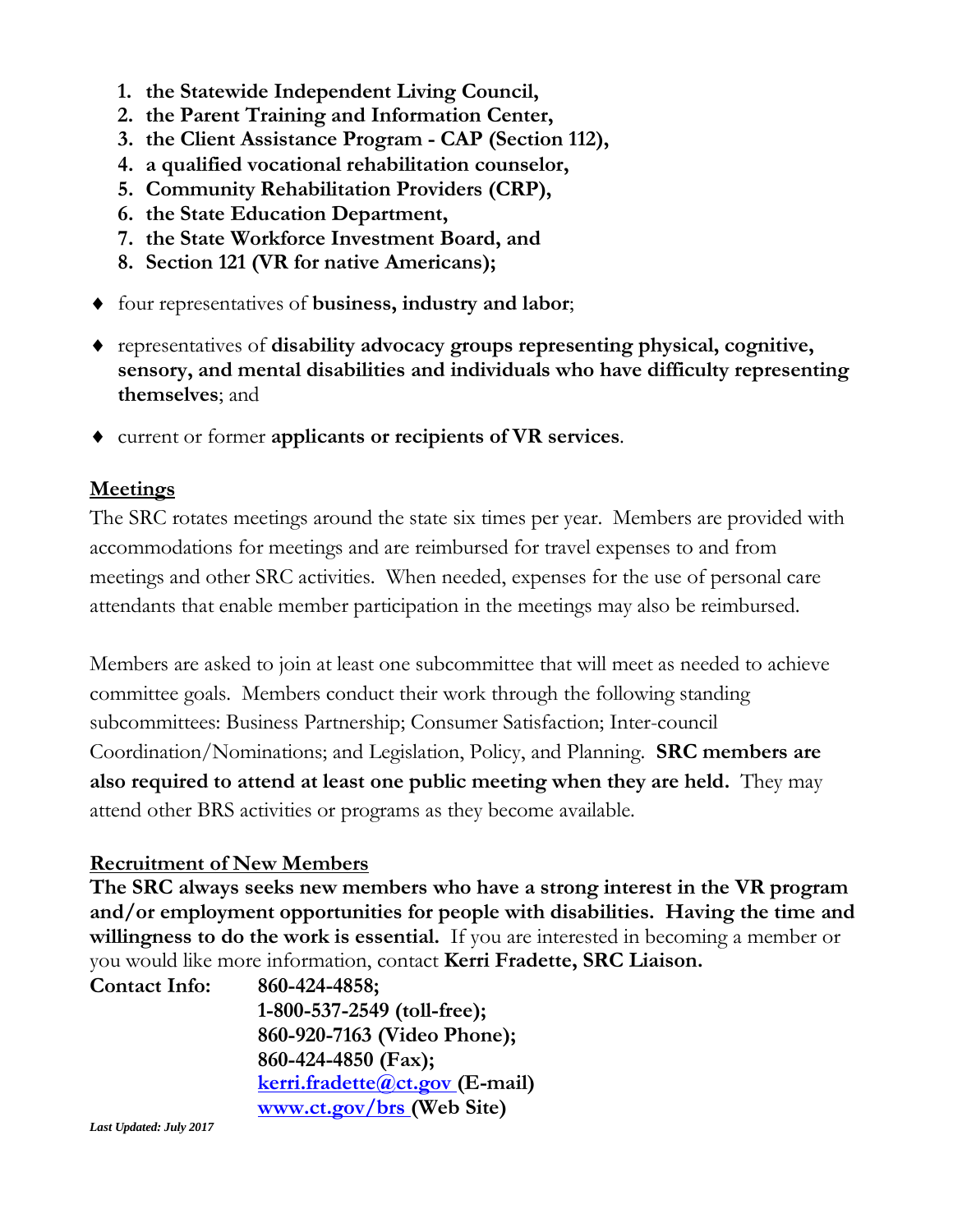1. **the Statewide Independent Living Council,**
2. **the Parent Training and Information Center,**
3. **the Client Assistance Program - CAP (Section 112),**
4. **a qualified vocational rehabilitation counselor,**
5. **Community Rehabilitation Providers (CRP),**
6. **the State Education Department,**
7. **the State Workforce Investment Board, and**
8. **Section 121 (VR for native Americans);**

- four representatives of **business, industry and labor**;
- representatives of **disability advocacy groups representing physical, cognitive, sensory, and mental disabilities and individuals who have difficulty representing themselves**; and
- current or former **applicants or recipients of VR services**.

## Meetings

The SRC rotates meetings around the state six times per year. Members are provided with accommodations for meetings and are reimbursed for travel expenses to and from meetings and other SRC activities. When needed, expenses for the use of personal care attendants that enable member participation in the meetings may also be reimbursed.

Members are asked to join at least one subcommittee that will meet as needed to achieve committee goals. Members conduct their work through the following standing subcommittees: Business Partnership; Consumer Satisfaction; Inter-council Coordination/Nominations; and Legislation, Policy, and Planning. **SRC members are also required to attend at least one public meeting when they are held.** They may attend other BRS activities or programs as they become available.

## Recruitment of New Members

**The SRC always seeks new members who have a strong interest in the VR program and/or employment opportunities for people with disabilities. Having the time and willingness to do the work is essential.** If you are interested in becoming a member or you would like more information, contact **Kerri Fradette, SRC Liaison.**

**Contact Info:**
**860-424-4858;**
**1-800-537-2549 (toll-free);**
**860-920-7163 (Video Phone);**
**860-424-4850 (Fax);**
**kerri.fradette@ct.gov (E-mail)**
**www.ct.gov/brs (Web Site)**

***Last Updated: July 2017***